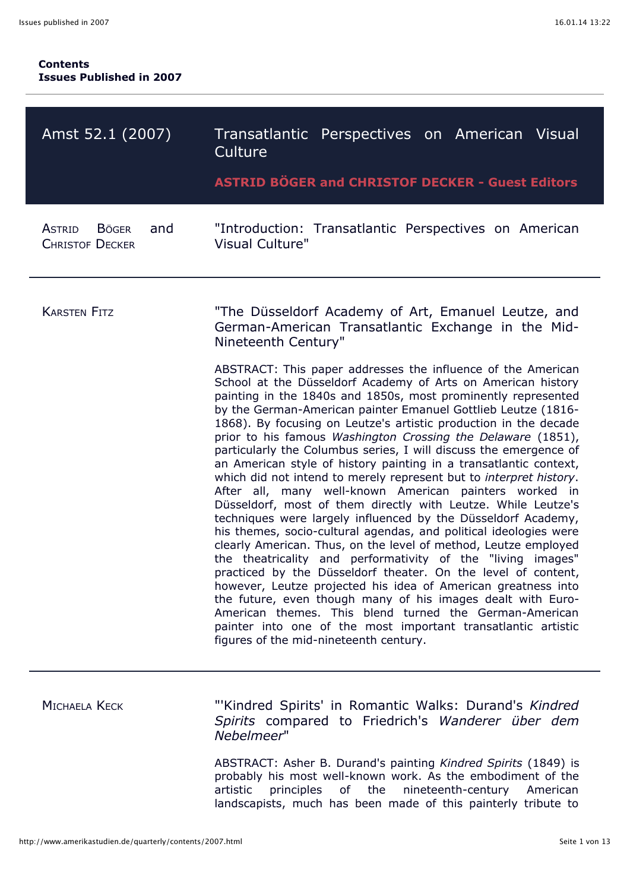**Contents**
**Issues Published in 2007**

---

| Amst 52.1 (2007) | Transatlantic Perspectives on American Visual Culture<br><br>**ASTRID BÖGER and CHRISTOF DECKER - Guest Editors** |
|---|---|

---

Astrid Böger and Christof Decker

"Introduction: Transatlantic Perspectives on American Visual Culture"

---

Karsten Fitz

"The Düsseldorf Academy of Art, Emanuel Leutze, and German-American Transatlantic Exchange in the Mid-Nineteenth Century"

ABSTRACT: This paper addresses the influence of the American School at the Düsseldorf Academy of Arts on American history painting in the 1840s and 1850s, most prominently represented by the German-American painter Emanuel Gottlieb Leutze (1816-1868). By focusing on Leutze's artistic production in the decade prior to his famous *Washington Crossing the Delaware* (1851), particularly the Columbus series, I will discuss the emergence of an American style of history painting in a transatlantic context, which did not intend to merely represent but to *interpret history*. After all, many well-known American painters worked in Düsseldorf, most of them directly with Leutze. While Leutze's techniques were largely influenced by the Düsseldorf Academy, his themes, socio-cultural agendas, and political ideologies were clearly American. Thus, on the level of method, Leutze employed the theatricality and performativity of the "living images" practiced by the Düsseldorf theater. On the level of content, however, Leutze projected his idea of American greatness into the future, even though many of his images dealt with Euro-American themes. This blend turned the German-American painter into one of the most important transatlantic artistic figures of the mid-nineteenth century.

---

Michaela Keck

"'Kindred Spirits' in Romantic Walks: Durand's *Kindred Spirits* compared to Friedrich's *Wanderer über dem Nebelmeer*"

ABSTRACT: Asher B. Durand's painting *Kindred Spirits* (1849) is probably his most well-known work. As the embodiment of the artistic principles of the nineteenth-century American landscapists, much has been made of this painterly tribute to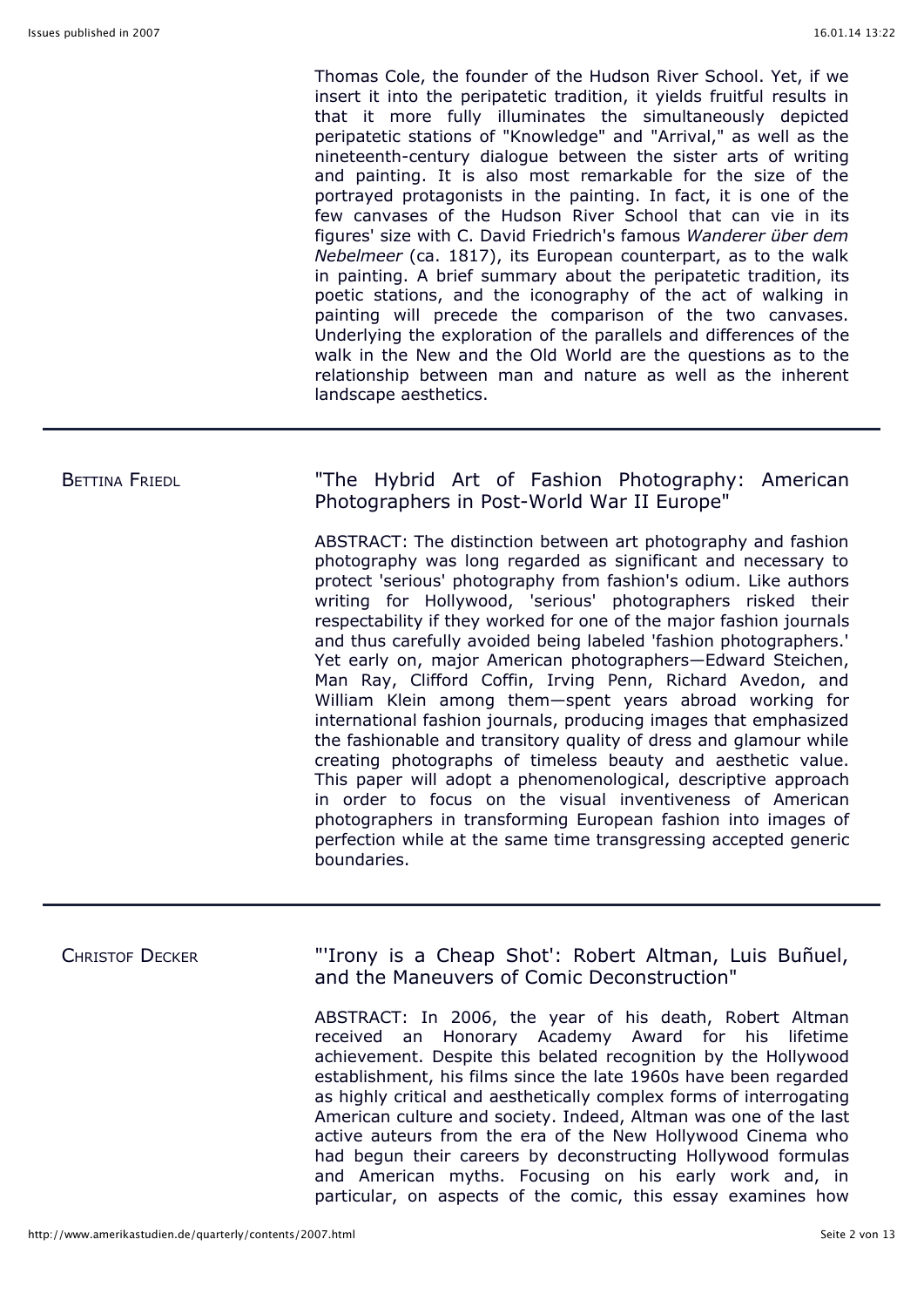Thomas Cole, the founder of the Hudson River School. Yet, if we insert it into the peripatetic tradition, it yields fruitful results in that it more fully illuminates the simultaneously depicted peripatetic stations of "Knowledge" and "Arrival," as well as the nineteenth-century dialogue between the sister arts of writing and painting. It is also most remarkable for the size of the portrayed protagonists in the painting. In fact, it is one of the few canvases of the Hudson River School that can vie in its figures' size with C. David Friedrich's famous *Wanderer über dem Nebelmeer* (ca. 1817), its European counterpart, as to the walk in painting. A brief summary about the peripatetic tradition, its poetic stations, and the iconography of the act of walking in painting will precede the comparison of the two canvases. Underlying the exploration of the parallels and differences of the walk in the New and the Old World are the questions as to the relationship between man and nature as well as the inherent landscape aesthetics.

---

BETTINA FRIEDL

"The Hybrid Art of Fashion Photography: American Photographers in Post-World War II Europe"

ABSTRACT: The distinction between art photography and fashion photography was long regarded as significant and necessary to protect 'serious' photography from fashion's odium. Like authors writing for Hollywood, 'serious' photographers risked their respectability if they worked for one of the major fashion journals and thus carefully avoided being labeled 'fashion photographers.' Yet early on, major American photographers—Edward Steichen, Man Ray, Clifford Coffin, Irving Penn, Richard Avedon, and William Klein among them—spent years abroad working for international fashion journals, producing images that emphasized the fashionable and transitory quality of dress and glamour while creating photographs of timeless beauty and aesthetic value. This paper will adopt a phenomenological, descriptive approach in order to focus on the visual inventiveness of American photographers in transforming European fashion into images of perfection while at the same time transgressing accepted generic boundaries.

---

CHRISTOF DECKER

"'Irony is a Cheap Shot': Robert Altman, Luis Buñuel, and the Maneuvers of Comic Deconstruction"

ABSTRACT: In 2006, the year of his death, Robert Altman received an Honorary Academy Award for his lifetime achievement. Despite this belated recognition by the Hollywood establishment, his films since the late 1960s have been regarded as highly critical and aesthetically complex forms of interrogating American culture and society. Indeed, Altman was one of the last active auteurs from the era of the New Hollywood Cinema who had begun their careers by deconstructing Hollywood formulas and American myths. Focusing on his early work and, in particular, on aspects of the comic, this essay examines how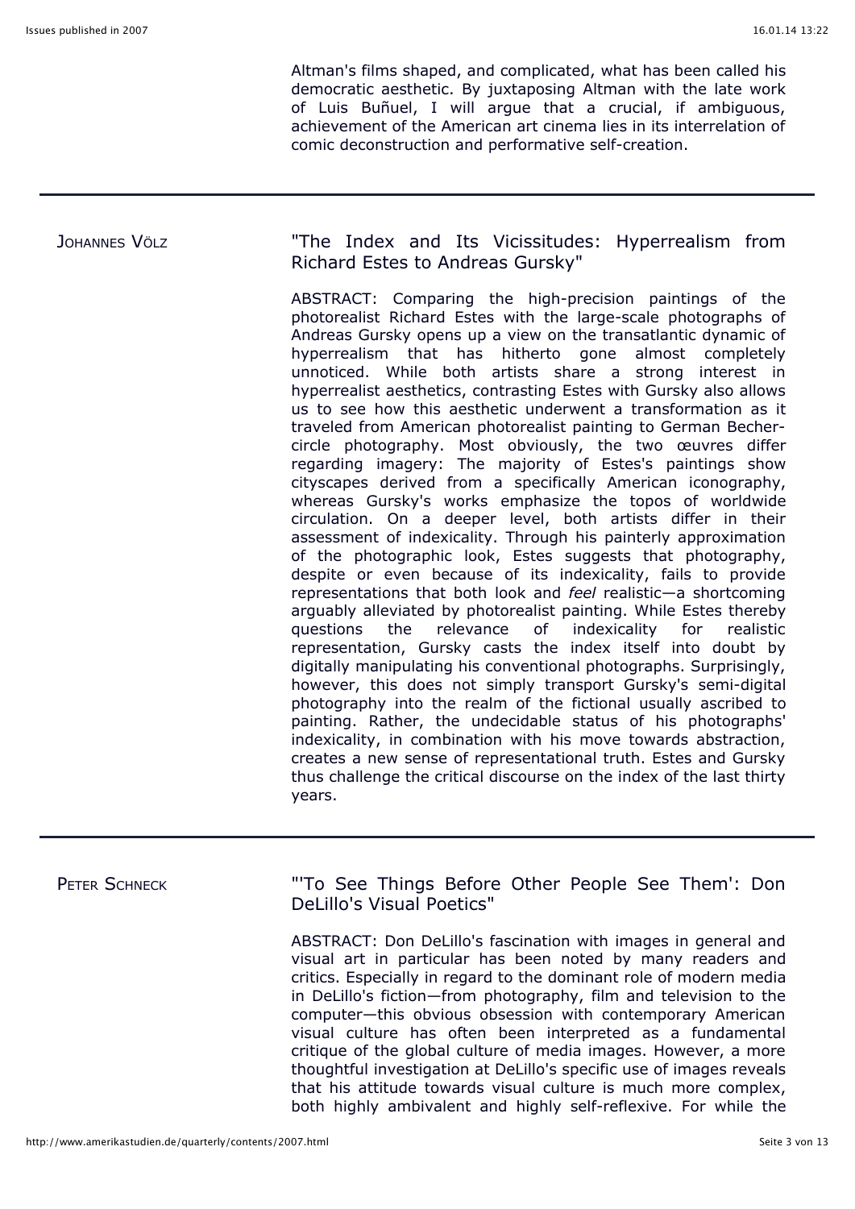Altman's films shaped, and complicated, what has been called his democratic aesthetic. By juxtaposing Altman with the late work of Luis Buñuel, I will argue that a crucial, if ambiguous, achievement of the American art cinema lies in its interrelation of comic deconstruction and performative self-creation.

---

JOHANNES VÖLZ

## "The Index and Its Vicissitudes: Hyperrealism from Richard Estes to Andreas Gursky"

ABSTRACT: Comparing the high-precision paintings of the photorealist Richard Estes with the large-scale photographs of Andreas Gursky opens up a view on the transatlantic dynamic of hyperrealism that has hitherto gone almost completely unnoticed. While both artists share a strong interest in hyperrealist aesthetics, contrasting Estes with Gursky also allows us to see how this aesthetic underwent a transformation as it traveled from American photorealist painting to German Becher-circle photography. Most obviously, the two œuvres differ regarding imagery: The majority of Estes's paintings show cityscapes derived from a specifically American iconography, whereas Gursky's works emphasize the topos of worldwide circulation. On a deeper level, both artists differ in their assessment of indexicality. Through his painterly approximation of the photographic look, Estes suggests that photography, despite or even because of its indexicality, fails to provide representations that both look and *feel* realistic—a shortcoming arguably alleviated by photorealist painting. While Estes thereby questions the relevance of indexicality for realistic representation, Gursky casts the index itself into doubt by digitally manipulating his conventional photographs. Surprisingly, however, this does not simply transport Gursky's semi-digital photography into the realm of the fictional usually ascribed to painting. Rather, the undecidable status of his photographs' indexicality, in combination with his move towards abstraction, creates a new sense of representational truth. Estes and Gursky thus challenge the critical discourse on the index of the last thirty years.

---

PETER SCHNECK

## "'To See Things Before Other People See Them': Don DeLillo's Visual Poetics"

ABSTRACT: Don DeLillo's fascination with images in general and visual art in particular has been noted by many readers and critics. Especially in regard to the dominant role of modern media in DeLillo's fiction—from photography, film and television to the computer—this obvious obsession with contemporary American visual culture has often been interpreted as a fundamental critique of the global culture of media images. However, a more thoughtful investigation at DeLillo's specific use of images reveals that his attitude towards visual culture is much more complex, both highly ambivalent and highly self-reflexive. For while the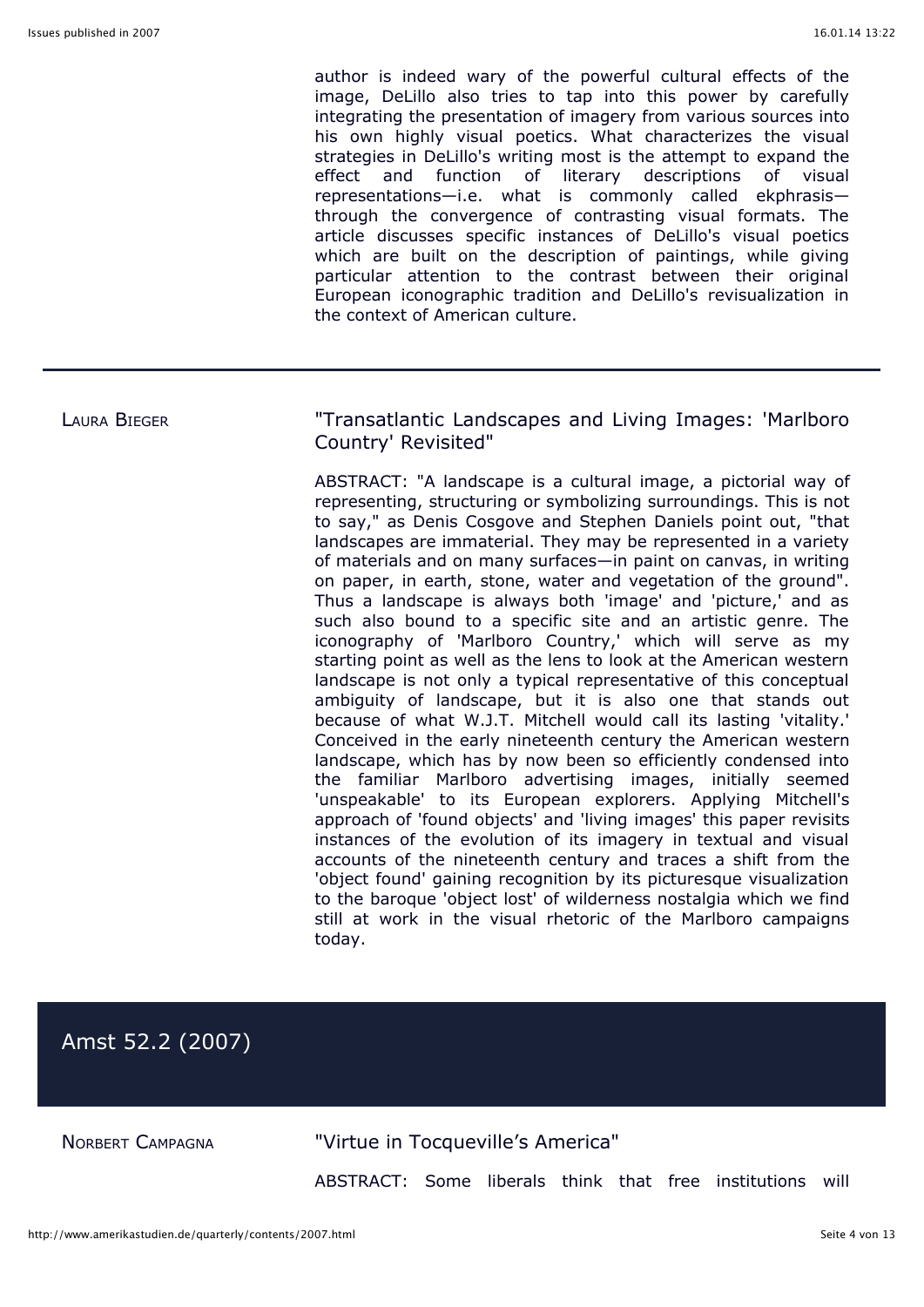author is indeed wary of the powerful cultural effects of the image, DeLillo also tries to tap into this power by carefully integrating the presentation of imagery from various sources into his own highly visual poetics. What characterizes the visual strategies in DeLillo's writing most is the attempt to expand the effect and function of literary descriptions of visual representations—i.e. what is commonly called ekphrasis—through the convergence of contrasting visual formats. The article discusses specific instances of DeLillo's visual poetics which are built on the description of paintings, while giving particular attention to the contrast between their original European iconographic tradition and DeLillo's revisualization in the context of American culture.

---

Laura Bieger

"Transatlantic Landscapes and Living Images: 'Marlboro Country' Revisited"

ABSTRACT: "A landscape is a cultural image, a pictorial way of representing, structuring or symbolizing surroundings. This is not to say," as Denis Cosgove and Stephen Daniels point out, "that landscapes are immaterial. They may be represented in a variety of materials and on many surfaces—in paint on canvas, in writing on paper, in earth, stone, water and vegetation of the ground". Thus a landscape is always both 'image' and 'picture,' and as such also bound to a specific site and an artistic genre. The iconography of 'Marlboro Country,' which will serve as my starting point as well as the lens to look at the American western landscape is not only a typical representative of this conceptual ambiguity of landscape, but it is also one that stands out because of what W.J.T. Mitchell would call its lasting 'vitality.' Conceived in the early nineteenth century the American western landscape, which has by now been so efficiently condensed into the familiar Marlboro advertising images, initially seemed 'unspeakable' to its European explorers. Applying Mitchell's approach of 'found objects' and 'living images' this paper revisits instances of the evolution of its imagery in textual and visual accounts of the nineteenth century and traces a shift from the 'object found' gaining recognition by its picturesque visualization to the baroque 'object lost' of wilderness nostalgia which we find still at work in the visual rhetoric of the Marlboro campaigns today.

## Amst 52.2 (2007)

Norbert Campagna

"Virtue in Tocqueville's America"

ABSTRACT: Some liberals think that free institutions will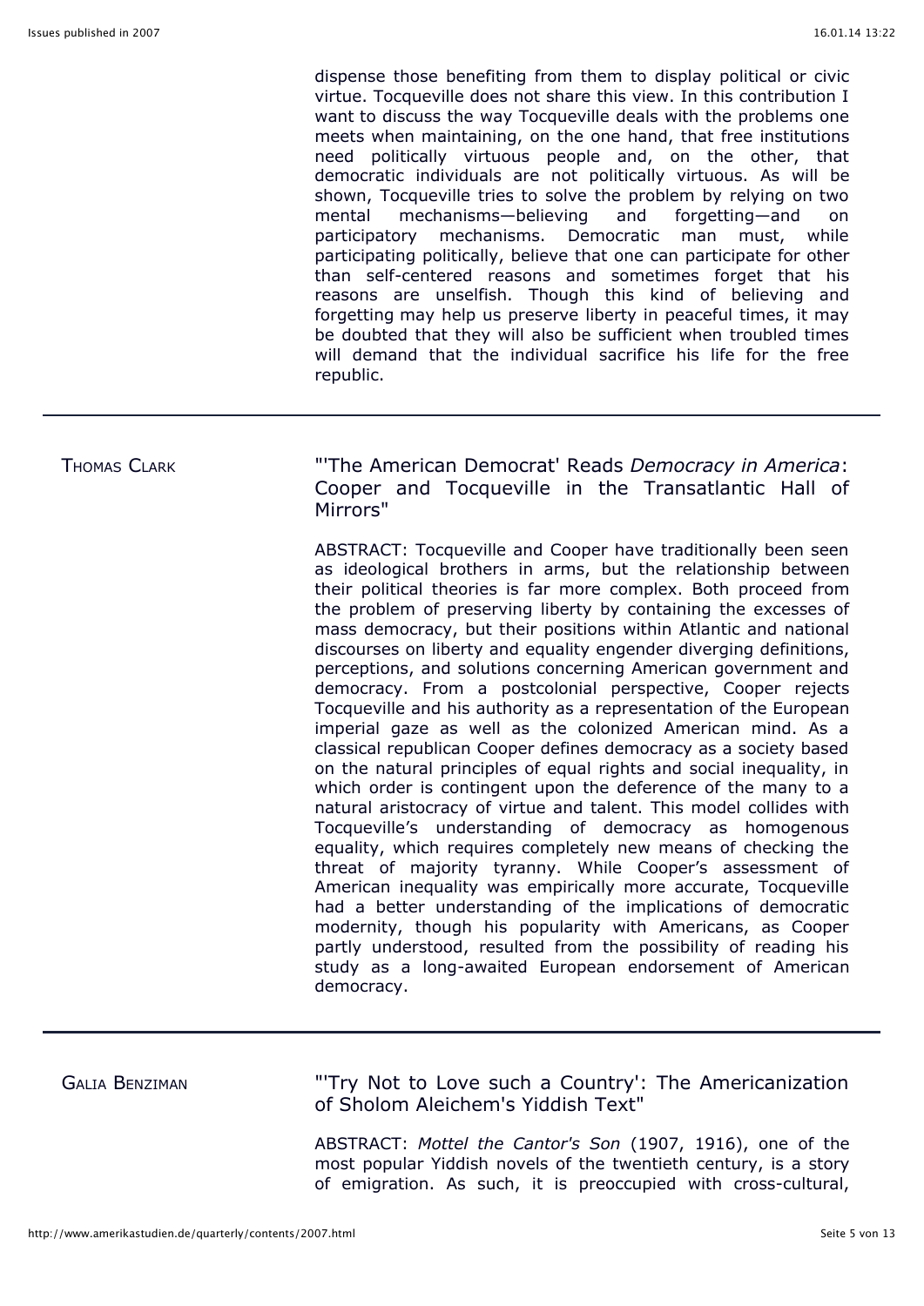dispense those benefiting from them to display political or civic virtue. Tocqueville does not share this view. In this contribution I want to discuss the way Tocqueville deals with the problems one meets when maintaining, on the one hand, that free institutions need politically virtuous people and, on the other, that democratic individuals are not politically virtuous. As will be shown, Tocqueville tries to solve the problem by relying on two mental mechanisms—believing and forgetting—and on participatory mechanisms. Democratic man must, while participating politically, believe that one can participate for other than self-centered reasons and sometimes forget that his reasons are unselfish. Though this kind of believing and forgetting may help us preserve liberty in peaceful times, it may be doubted that they will also be sufficient when troubled times will demand that the individual sacrifice his life for the free republic.

---

THOMAS CLARK

"'The American Democrat' Reads *Democracy in America*: Cooper and Tocqueville in the Transatlantic Hall of Mirrors"

ABSTRACT: Tocqueville and Cooper have traditionally been seen as ideological brothers in arms, but the relationship between their political theories is far more complex. Both proceed from the problem of preserving liberty by containing the excesses of mass democracy, but their positions within Atlantic and national discourses on liberty and equality engender diverging definitions, perceptions, and solutions concerning American government and democracy. From a postcolonial perspective, Cooper rejects Tocqueville and his authority as a representation of the European imperial gaze as well as the colonized American mind. As a classical republican Cooper defines democracy as a society based on the natural principles of equal rights and social inequality, in which order is contingent upon the deference of the many to a natural aristocracy of virtue and talent. This model collides with Tocqueville's understanding of democracy as homogenous equality, which requires completely new means of checking the threat of majority tyranny. While Cooper's assessment of American inequality was empirically more accurate, Tocqueville had a better understanding of the implications of democratic modernity, though his popularity with Americans, as Cooper partly understood, resulted from the possibility of reading his study as a long-awaited European endorsement of American democracy.

---

GALIA BENZIMAN

"'Try Not to Love such a Country': The Americanization of Sholom Aleichem's Yiddish Text"

ABSTRACT: *Mottel the Cantor's Son* (1907, 1916), one of the most popular Yiddish novels of the twentieth century, is a story of emigration. As such, it is preoccupied with cross-cultural,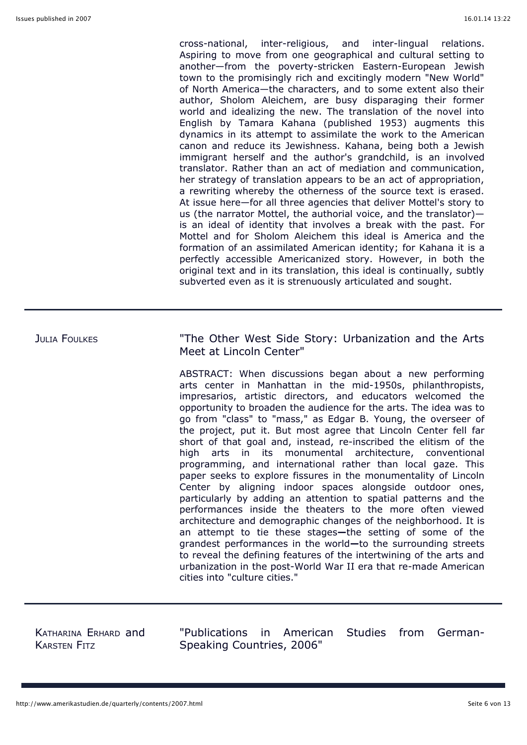cross-national, inter-religious, and inter-lingual relations. Aspiring to move from one geographical and cultural setting to another—from the poverty-stricken Eastern-European Jewish town to the promisingly rich and excitingly modern "New World" of North America—the characters, and to some extent also their author, Sholom Aleichem, are busy disparaging their former world and idealizing the new. The translation of the novel into English by Tamara Kahana (published 1953) augments this dynamics in its attempt to assimilate the work to the American canon and reduce its Jewishness. Kahana, being both a Jewish immigrant herself and the author's grandchild, is an involved translator. Rather than an act of mediation and communication, her strategy of translation appears to be an act of appropriation, a rewriting whereby the otherness of the source text is erased. At issue here—for all three agencies that deliver Mottel's story to us (the narrator Mottel, the authorial voice, and the translator)—is an ideal of identity that involves a break with the past. For Mottel and for Sholom Aleichem this ideal is America and the formation of an assimilated American identity; for Kahana it is a perfectly accessible Americanized story. However, in both the original text and in its translation, this ideal is continually, subtly subverted even as it is strenuously articulated and sought.

---

JULIA FOULKES

"The Other West Side Story: Urbanization and the Arts Meet at Lincoln Center"

ABSTRACT: When discussions began about a new performing arts center in Manhattan in the mid-1950s, philanthropists, impresarios, artistic directors, and educators welcomed the opportunity to broaden the audience for the arts. The idea was to go from "class" to "mass," as Edgar B. Young, the overseer of the project, put it. But most agree that Lincoln Center fell far short of that goal and, instead, re-inscribed the elitism of the high arts in its monumental architecture, conventional programming, and international rather than local gaze. This paper seeks to explore fissures in the monumentality of Lincoln Center by aligning indoor spaces alongside outdoor ones, particularly by adding an attention to spatial patterns and the performances inside the theaters to the more often viewed architecture and demographic changes of the neighborhood. It is an attempt to tie these stages—the setting of some of the grandest performances in the world—to the surrounding streets to reveal the defining features of the intertwining of the arts and urbanization in the post-World War II era that re-made American cities into "culture cities."

---

KATHARINA ERHARD and KARSTEN FITZ

"Publications in American Studies from German-Speaking Countries, 2006"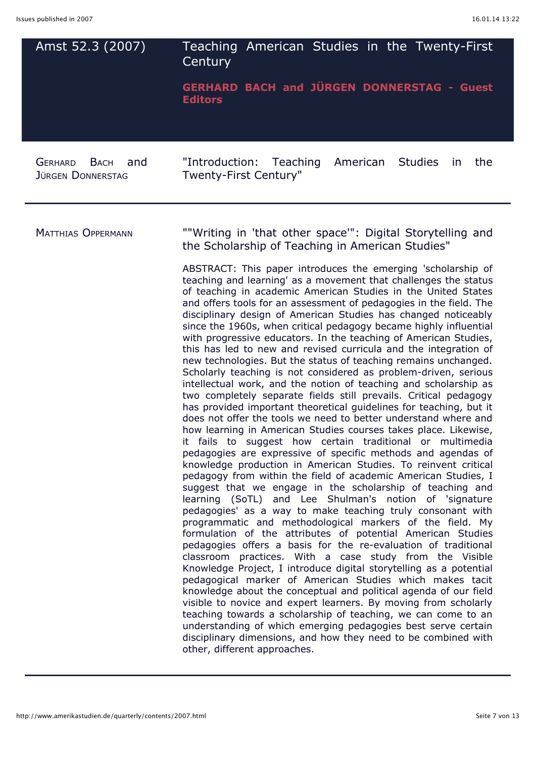## Amst 52.3 (2007)

## Teaching American Studies in the Twenty-First Century

**GERHARD BACH and JÜRGEN DONNERSTAG - Guest Editors**

---

GERHARD BACH and JÜRGEN DONNERSTAG

"Introduction: Teaching American Studies in the Twenty-First Century"

---

MATTHIAS OPPERMANN

""Writing in 'that other space'": Digital Storytelling and the Scholarship of Teaching in American Studies"

ABSTRACT: This paper introduces the emerging 'scholarship of teaching and learning' as a movement that challenges the status of teaching in academic American Studies in the United States and offers tools for an assessment of pedagogies in the field. The disciplinary design of American Studies has changed noticeably since the 1960s, when critical pedagogy became highly influential with progressive educators. In the teaching of American Studies, this has led to new and revised curricula and the integration of new technologies. But the status of teaching remains unchanged. Scholarly teaching is not considered as problem-driven, serious intellectual work, and the notion of teaching and scholarship as two completely separate fields still prevails. Critical pedagogy has provided important theoretical guidelines for teaching, but it does not offer the tools we need to better understand where and how learning in American Studies courses takes place. Likewise, it fails to suggest how certain traditional or multimedia pedagogies are expressive of specific methods and agendas of knowledge production in American Studies. To reinvent critical pedagogy from within the field of academic American Studies, I suggest that we engage in the scholarship of teaching and learning (SoTL) and Lee Shulman's notion of 'signature pedagogies' as a way to make teaching truly consonant with programmatic and methodological markers of the field. My formulation of the attributes of potential American Studies pedagogies offers a basis for the re-evaluation of traditional classroom practices. With a case study from the Visible Knowledge Project, I introduce digital storytelling as a potential pedagogical marker of American Studies which makes tacit knowledge about the conceptual and political agenda of our field visible to novice and expert learners. By moving from scholarly teaching towards a scholarship of teaching, we can come to an understanding of which emerging pedagogies best serve certain disciplinary dimensions, and how they need to be combined with other, different approaches.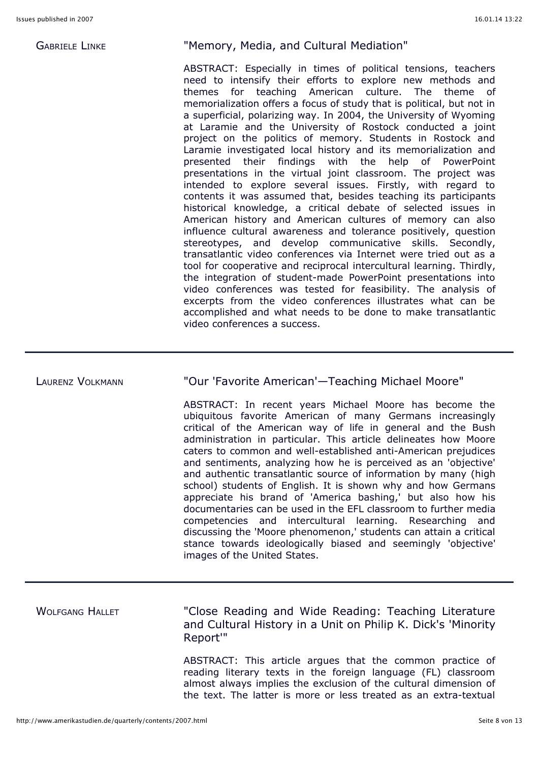GABRIELE LINKE

### "Memory, Media, and Cultural Mediation"

ABSTRACT: Especially in times of political tensions, teachers need to intensify their efforts to explore new methods and themes for teaching American culture. The theme of memorialization offers a focus of study that is political, but not in a superficial, polarizing way. In 2004, the University of Wyoming at Laramie and the University of Rostock conducted a joint project on the politics of memory. Students in Rostock and Laramie investigated local history and its memorialization and presented their findings with the help of PowerPoint presentations in the virtual joint classroom. The project was intended to explore several issues. Firstly, with regard to contents it was assumed that, besides teaching its participants historical knowledge, a critical debate of selected issues in American history and American cultures of memory can also influence cultural awareness and tolerance positively, question stereotypes, and develop communicative skills. Secondly, transatlantic video conferences via Internet were tried out as a tool for cooperative and reciprocal intercultural learning. Thirdly, the integration of student-made PowerPoint presentations into video conferences was tested for feasibility. The analysis of excerpts from the video conferences illustrates what can be accomplished and what needs to be done to make transatlantic video conferences a success.

---

LAURENZ VOLKMANN

### "Our 'Favorite American'—Teaching Michael Moore"

ABSTRACT: In recent years Michael Moore has become the ubiquitous favorite American of many Germans increasingly critical of the American way of life in general and the Bush administration in particular. This article delineates how Moore caters to common and well-established anti-American prejudices and sentiments, analyzing how he is perceived as an 'objective' and authentic transatlantic source of information by many (high school) students of English. It is shown why and how Germans appreciate his brand of 'America bashing,' but also how his documentaries can be used in the EFL classroom to further media competencies and intercultural learning. Researching and discussing the 'Moore phenomenon,' students can attain a critical stance towards ideologically biased and seemingly 'objective' images of the United States.

---

WOLFGANG HALLET

### "Close Reading and Wide Reading: Teaching Literature and Cultural History in a Unit on Philip K. Dick's 'Minority Report'"

ABSTRACT: This article argues that the common practice of reading literary texts in the foreign language (FL) classroom almost always implies the exclusion of the cultural dimension of the text. The latter is more or less treated as an extra-textual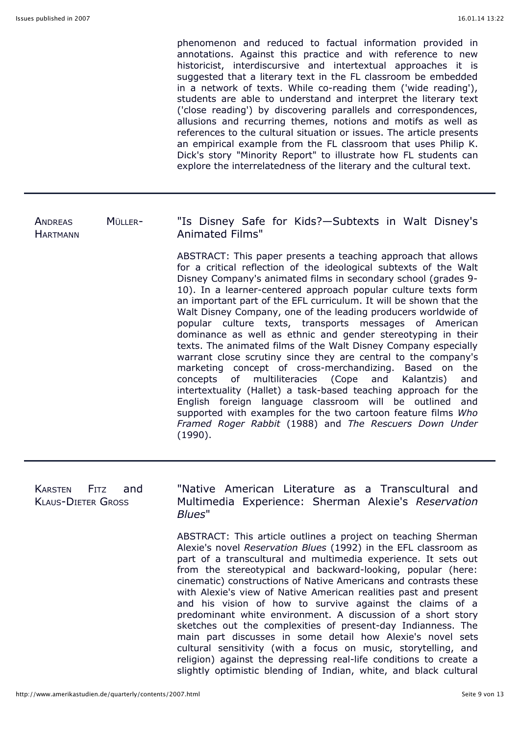phenomenon and reduced to factual information provided in annotations. Against this practice and with reference to new historicist, interdiscursive and intertextual approaches it is suggested that a literary text in the FL classroom be embedded in a network of texts. While co-reading them ('wide reading'), students are able to understand and interpret the literary text ('close reading') by discovering parallels and correspondences, allusions and recurring themes, notions and motifs as well as references to the cultural situation or issues. The article presents an empirical example from the FL classroom that uses Philip K. Dick's story "Minority Report" to illustrate how FL students can explore the interrelatedness of the literary and the cultural text.

---

ANDREAS MÜLLER-HARTMANN

## "Is Disney Safe for Kids?—Subtexts in Walt Disney's Animated Films"

ABSTRACT: This paper presents a teaching approach that allows for a critical reflection of the ideological subtexts of the Walt Disney Company's animated films in secondary school (grades 9-10). In a learner-centered approach popular culture texts form an important part of the EFL curriculum. It will be shown that the Walt Disney Company, one of the leading producers worldwide of popular culture texts, transports messages of American dominance as well as ethnic and gender stereotyping in their texts. The animated films of the Walt Disney Company especially warrant close scrutiny since they are central to the company's marketing concept of cross-merchandizing. Based on the concepts of multiliteracies (Cope and Kalantzis) and intertextuality (Hallet) a task-based teaching approach for the English foreign language classroom will be outlined and supported with examples for the two cartoon feature films *Who Framed Roger Rabbit* (1988) and *The Rescuers Down Under* (1990).

---

KARSTEN FITZ and KLAUS-DIETER GROSS

## "Native American Literature as a Transcultural and Multimedia Experience: Sherman Alexie's *Reservation Blues*"

ABSTRACT: This article outlines a project on teaching Sherman Alexie's novel *Reservation Blues* (1992) in the EFL classroom as part of a transcultural and multimedia experience. It sets out from the stereotypical and backward-looking, popular (here: cinematic) constructions of Native Americans and contrasts these with Alexie's view of Native American realities past and present and his vision of how to survive against the claims of a predominant white environment. A discussion of a short story sketches out the complexities of present-day Indianness. The main part discusses in some detail how Alexie's novel sets cultural sensitivity (with a focus on music, storytelling, and religion) against the depressing real-life conditions to create a slightly optimistic blending of Indian, white, and black cultural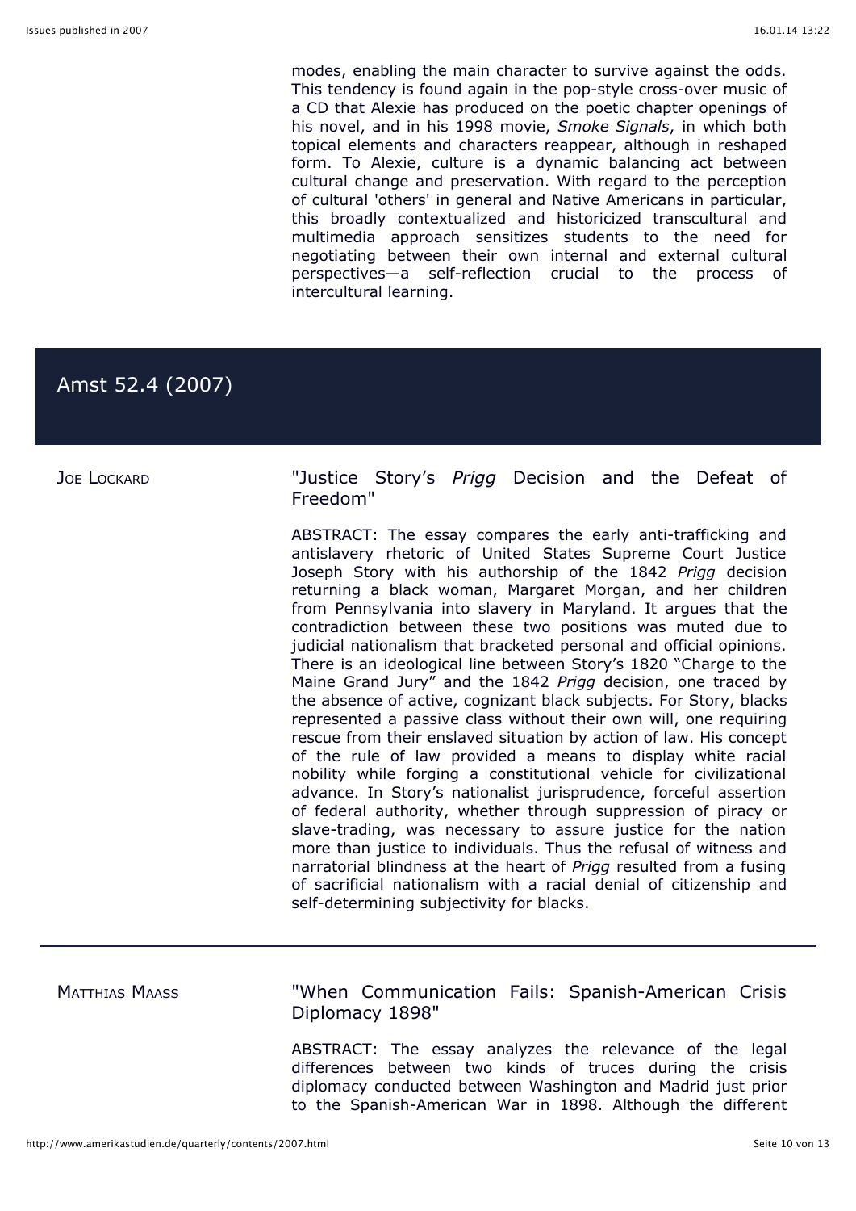modes, enabling the main character to survive against the odds. This tendency is found again in the pop-style cross-over music of a CD that Alexie has produced on the poetic chapter openings of his novel, and in his 1998 movie, *Smoke Signals*, in which both topical elements and characters reappear, although in reshaped form. To Alexie, culture is a dynamic balancing act between cultural change and preservation. With regard to the perception of cultural 'others' in general and Native Americans in particular, this broadly contextualized and historicized transcultural and multimedia approach sensitizes students to the need for negotiating between their own internal and external cultural perspectives—a self-reflection crucial to the process of intercultural learning.

## Amst 52.4 (2007)

Joe Lockard

### "Justice Story's *Prigg* Decision and the Defeat of Freedom"

ABSTRACT: The essay compares the early anti-trafficking and antislavery rhetoric of United States Supreme Court Justice Joseph Story with his authorship of the 1842 *Prigg* decision returning a black woman, Margaret Morgan, and her children from Pennsylvania into slavery in Maryland. It argues that the contradiction between these two positions was muted due to judicial nationalism that bracketed personal and official opinions. There is an ideological line between Story's 1820 "Charge to the Maine Grand Jury" and the 1842 *Prigg* decision, one traced by the absence of active, cognizant black subjects. For Story, blacks represented a passive class without their own will, one requiring rescue from their enslaved situation by action of law. His concept of the rule of law provided a means to display white racial nobility while forging a constitutional vehicle for civilizational advance. In Story's nationalist jurisprudence, forceful assertion of federal authority, whether through suppression of piracy or slave-trading, was necessary to assure justice for the nation more than justice to individuals. Thus the refusal of witness and narratorial blindness at the heart of *Prigg* resulted from a fusing of sacrificial nationalism with a racial denial of citizenship and self-determining subjectivity for blacks.

---

Matthias Maass

### "When Communication Fails: Spanish-American Crisis Diplomacy 1898"

ABSTRACT: The essay analyzes the relevance of the legal differences between two kinds of truces during the crisis diplomacy conducted between Washington and Madrid just prior to the Spanish-American War in 1898. Although the different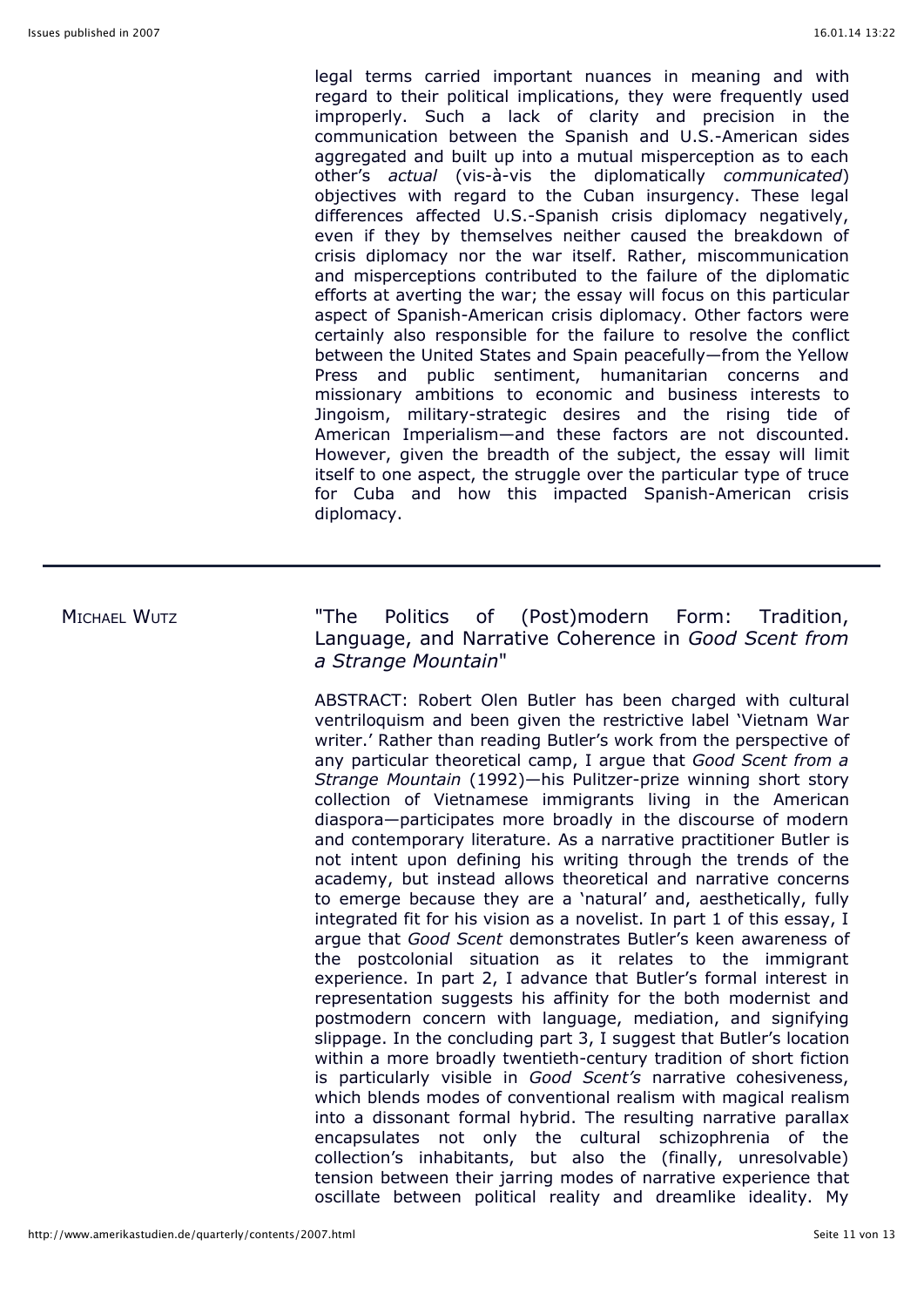legal terms carried important nuances in meaning and with regard to their political implications, they were frequently used improperly. Such a lack of clarity and precision in the communication between the Spanish and U.S.-American sides aggregated and built up into a mutual misperception as to each other's *actual* (vis-à-vis the diplomatically *communicated*) objectives with regard to the Cuban insurgency. These legal differences affected U.S.-Spanish crisis diplomacy negatively, even if they by themselves neither caused the breakdown of crisis diplomacy nor the war itself. Rather, miscommunication and misperceptions contributed to the failure of the diplomatic efforts at averting the war; the essay will focus on this particular aspect of Spanish-American crisis diplomacy. Other factors were certainly also responsible for the failure to resolve the conflict between the United States and Spain peacefully—from the Yellow Press and public sentiment, humanitarian concerns and missionary ambitions to economic and business interests to Jingoism, military-strategic desires and the rising tide of American Imperialism—and these factors are not discounted. However, given the breadth of the subject, the essay will limit itself to one aspect, the struggle over the particular type of truce for Cuba and how this impacted Spanish-American crisis diplomacy.

---

MICHAEL WUTZ

## "The Politics of (Post)modern Form: Tradition, Language, and Narrative Coherence in *Good Scent from a Strange Mountain*"

ABSTRACT: Robert Olen Butler has been charged with cultural ventriloquism and been given the restrictive label 'Vietnam War writer.' Rather than reading Butler's work from the perspective of any particular theoretical camp, I argue that *Good Scent from a Strange Mountain* (1992)—his Pulitzer-prize winning short story collection of Vietnamese immigrants living in the American diaspora—participates more broadly in the discourse of modern and contemporary literature. As a narrative practitioner Butler is not intent upon defining his writing through the trends of the academy, but instead allows theoretical and narrative concerns to emerge because they are a 'natural' and, aesthetically, fully integrated fit for his vision as a novelist. In part 1 of this essay, I argue that *Good Scent* demonstrates Butler's keen awareness of the postcolonial situation as it relates to the immigrant experience. In part 2, I advance that Butler's formal interest in representation suggests his affinity for the both modernist and postmodern concern with language, mediation, and signifying slippage. In the concluding part 3, I suggest that Butler's location within a more broadly twentieth-century tradition of short fiction is particularly visible in *Good Scent's* narrative cohesiveness, which blends modes of conventional realism with magical realism into a dissonant formal hybrid. The resulting narrative parallax encapsulates not only the cultural schizophrenia of the collection's inhabitants, but also the (finally, unresolvable) tension between their jarring modes of narrative experience that oscillate between political reality and dreamlike ideality. My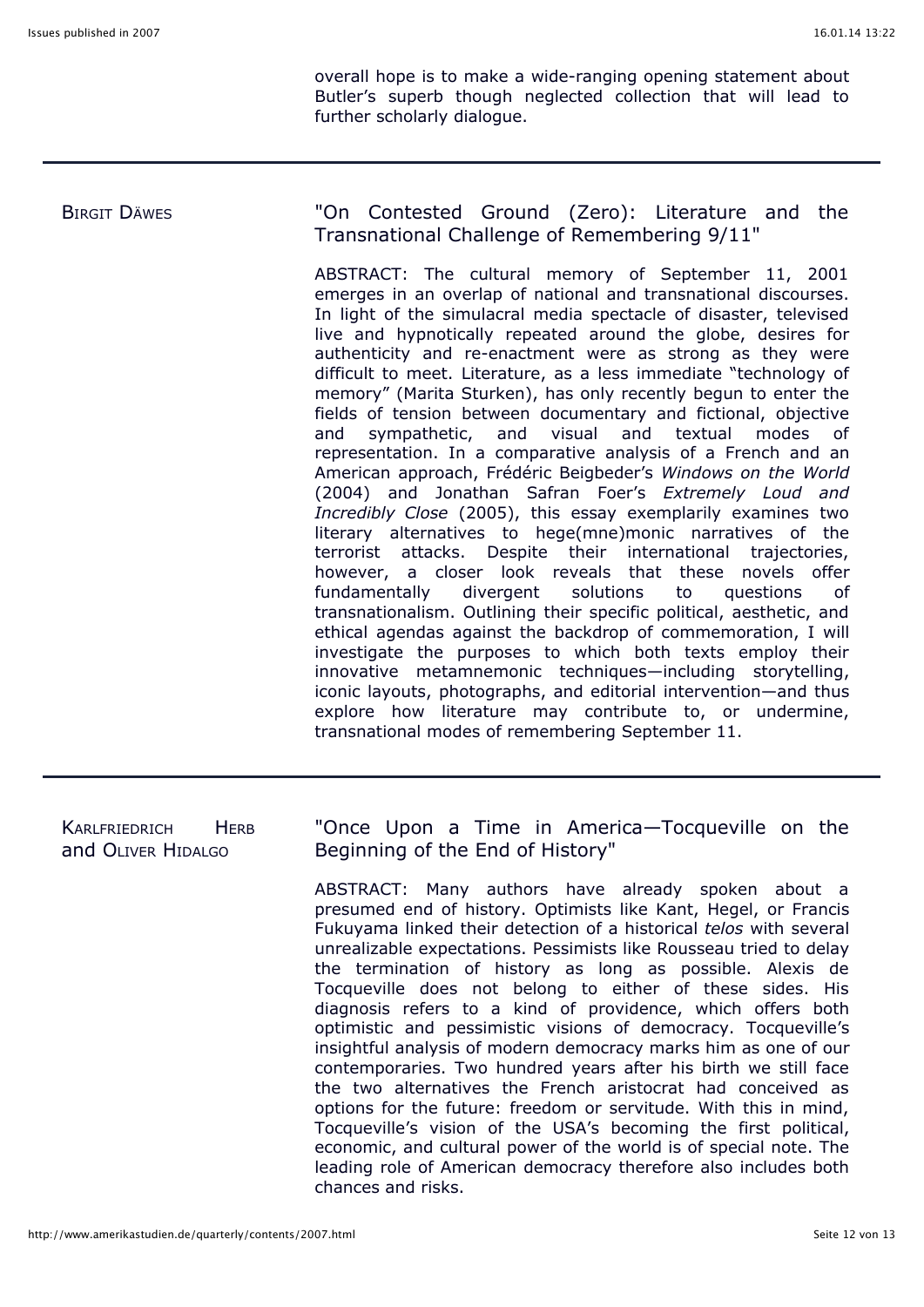overall hope is to make a wide-ranging opening statement about Butler's superb though neglected collection that will lead to further scholarly dialogue.

---

BIRGIT DÄWES

## "On Contested Ground (Zero): Literature and the Transnational Challenge of Remembering 9/11"

ABSTRACT: The cultural memory of September 11, 2001 emerges in an overlap of national and transnational discourses. In light of the simulacral media spectacle of disaster, televised live and hypnotically repeated around the globe, desires for authenticity and re-enactment were as strong as they were difficult to meet. Literature, as a less immediate "technology of memory" (Marita Sturken), has only recently begun to enter the fields of tension between documentary and fictional, objective and sympathetic, and visual and textual modes of representation. In a comparative analysis of a French and an American approach, Frédéric Beigbeder's *Windows on the World* (2004) and Jonathan Safran Foer's *Extremely Loud and Incredibly Close* (2005), this essay exemplarily examines two literary alternatives to hege(mne)monic narratives of the terrorist attacks. Despite their international trajectories, however, a closer look reveals that these novels offer fundamentally divergent solutions to questions of transnationalism. Outlining their specific political, aesthetic, and ethical agendas against the backdrop of commemoration, I will investigate the purposes to which both texts employ their innovative metamnemonic techniques—including storytelling, iconic layouts, photographs, and editorial intervention—and thus explore how literature may contribute to, or undermine, transnational modes of remembering September 11.

---

KARLFRIEDRICH HERB and OLIVER HIDALGO

## "Once Upon a Time in America—Tocqueville on the Beginning of the End of History"

ABSTRACT: Many authors have already spoken about a presumed end of history. Optimists like Kant, Hegel, or Francis Fukuyama linked their detection of a historical *telos* with several unrealizable expectations. Pessimists like Rousseau tried to delay the termination of history as long as possible. Alexis de Tocqueville does not belong to either of these sides. His diagnosis refers to a kind of providence, which offers both optimistic and pessimistic visions of democracy. Tocqueville's insightful analysis of modern democracy marks him as one of our contemporaries. Two hundred years after his birth we still face the two alternatives the French aristocrat had conceived as options for the future: freedom or servitude. With this in mind, Tocqueville's vision of the USA's becoming the first political, economic, and cultural power of the world is of special note. The leading role of American democracy therefore also includes both chances and risks.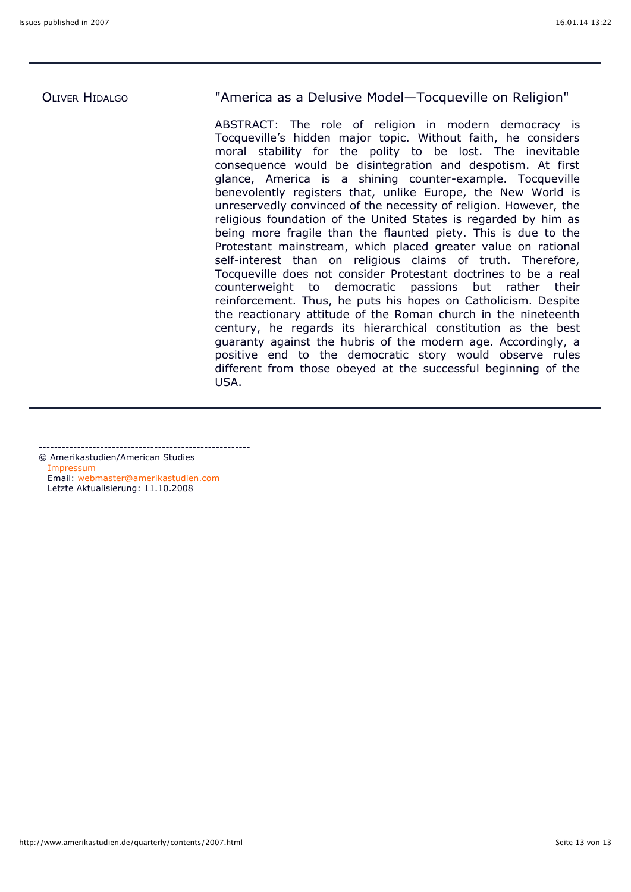OLIVER HIDALGO

"America as a Delusive Model—Tocqueville on Religion"

ABSTRACT: The role of religion in modern democracy is Tocqueville's hidden major topic. Without faith, he considers moral stability for the polity to be lost. The inevitable consequence would be disintegration and despotism. At first glance, America is a shining counter-example. Tocqueville benevolently registers that, unlike Europe, the New World is unreservedly convinced of the necessity of religion. However, the religious foundation of the United States is regarded by him as being more fragile than the flaunted piety. This is due to the Protestant mainstream, which placed greater value on rational self-interest than on religious claims of truth. Therefore, Tocqueville does not consider Protestant doctrines to be a real counterweight to democratic passions but rather their reinforcement. Thus, he puts his hopes on Catholicism. Despite the reactionary attitude of the Roman church in the nineteenth century, he regards its hierarchical constitution as the best guaranty against the hubris of the modern age. Accordingly, a positive end to the democratic story would observe rules different from those obeyed at the successful beginning of the USA.

---

© Amerikastudien/American Studies
Impressum
Email: webmaster@amerikastudien.com
Letzte Aktualisierung: 11.10.2008